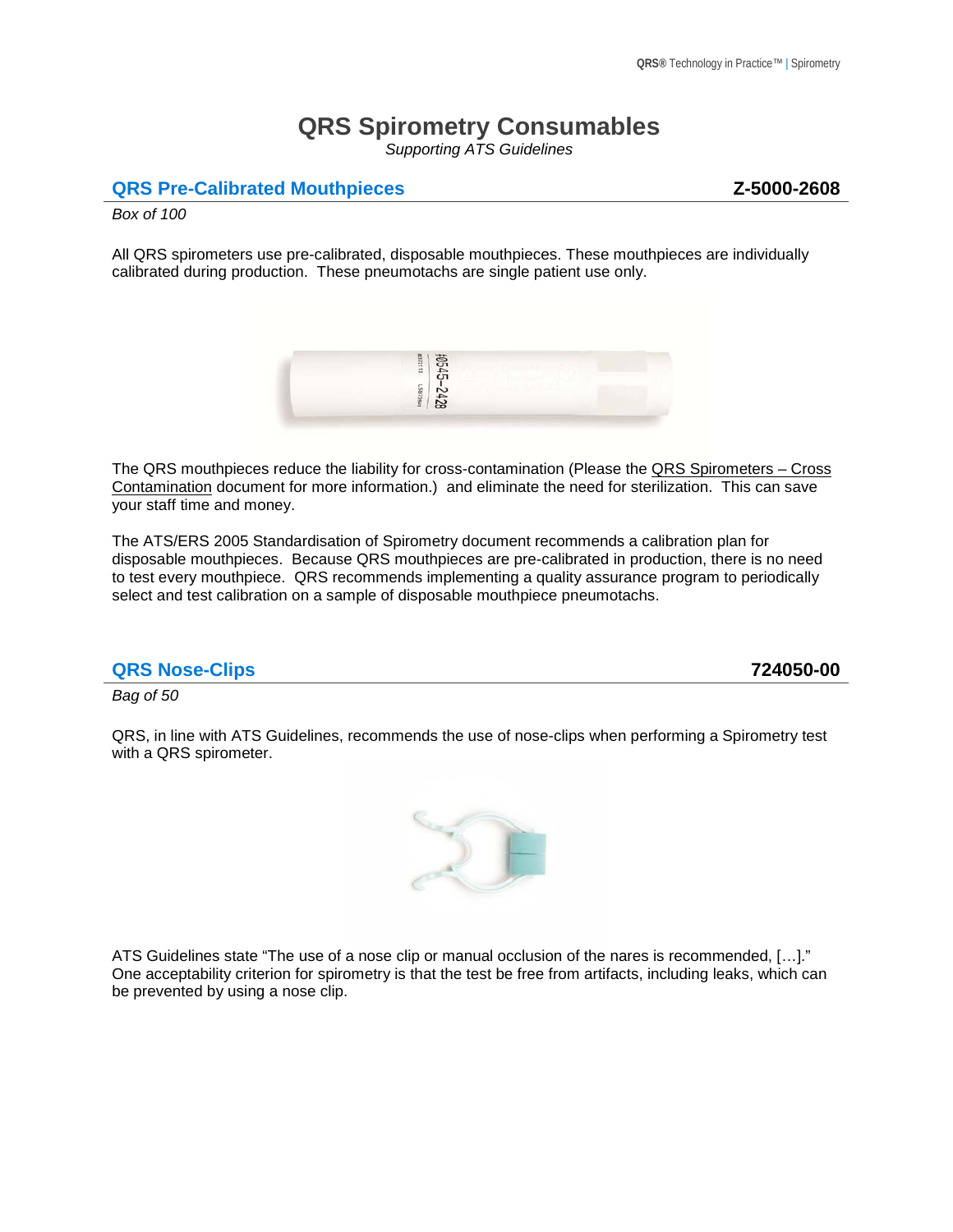# QRS Spirometry Consumables

*Supporting ATS Guidelines*

## QRS Pre-Calibrated Mouthpieces — Z-5000-2608

*Box of 100*

All QRS spirometers use pre-calibrated, disposable mouthpieces. These mouthpieces are individually calibrated during production. These pneumotachs are single patient use only.

The QRS mouthpieces reduce the liability for cross-contamination (Please the QRS Spirometers – Cross Contamination document for more information.) and eliminate the need for sterilization. This can save your staff time and money.

The ATS/ERS 2005 Standardisation of Spirometry document recommends a calibration plan for disposable mouthpieces. Because QRS mouthpieces are pre-calibrated in production, there is no need to test every mouthpiece. QRS recommends implementing a quality assurance program to periodically select and test calibration on a sample of disposable mouthpiece pneumotachs.

## QRS Nose-Clips — 724050-00

*Bag of 50*

QRS, in line with ATS Guidelines, recommends the use of nose-clips when performing a Spirometry test with a QRS spirometer.

ATS Guidelines state "The use of a nose clip or manual occlusion of the nares is recommended, […]." One acceptability criterion for spirometry is that the test be free from artifacts, including leaks, which can be prevented by using a nose clip.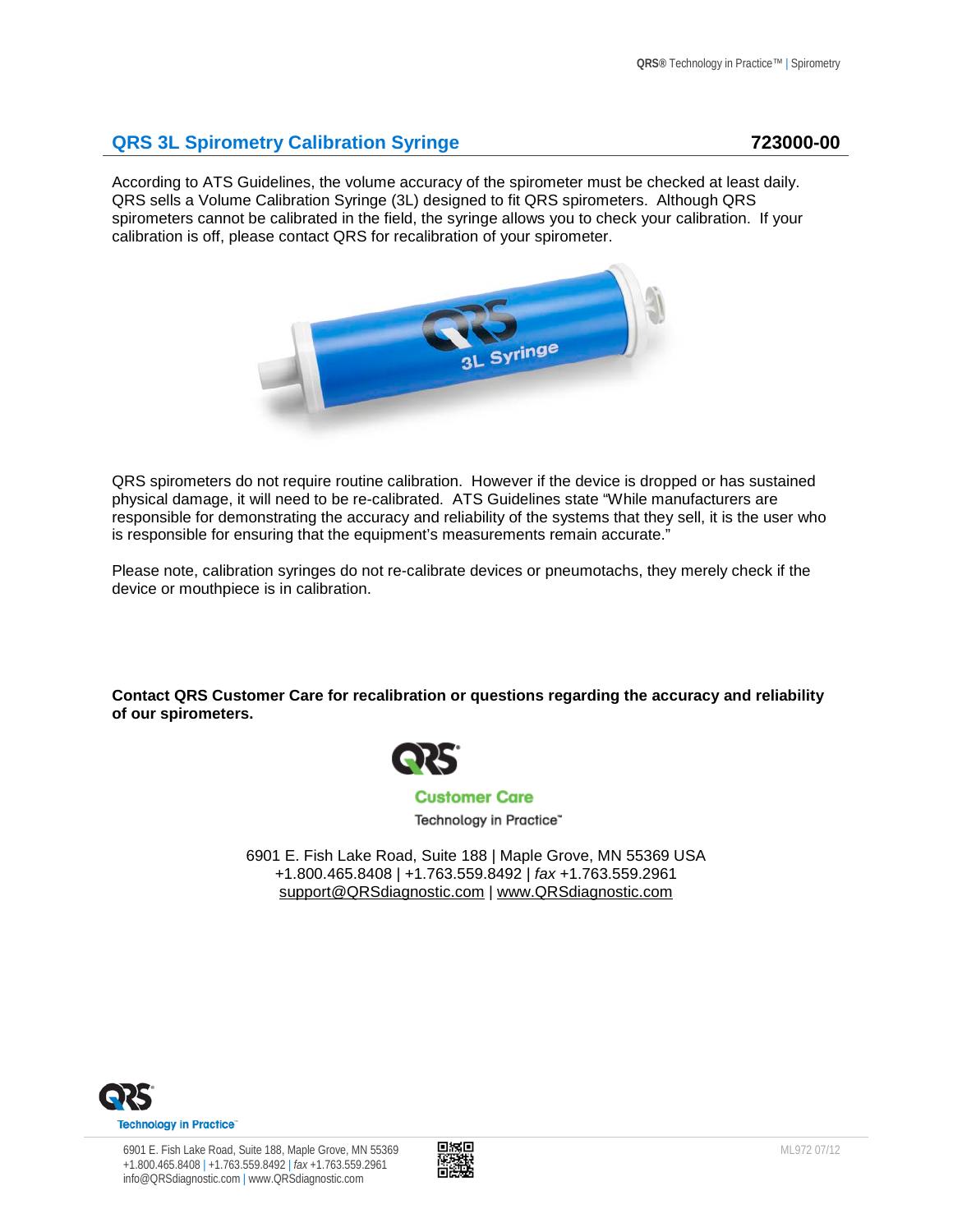## QRS 3L Spirometry Calibration Syringe **723000-00**

According to ATS Guidelines, the volume accuracy of the spirometer must be checked at least daily. QRS sells a Volume Calibration Syringe (3L) designed to fit QRS spirometers. Although QRS spirometers cannot be calibrated in the field, the syringe allows you to check your calibration. If your calibration is off, please contact QRS for recalibration of your spirometer.

QRS spirometers do not require routine calibration. However if the device is dropped or has sustained physical damage, it will need to be re-calibrated. ATS Guidelines state "While manufacturers are responsible for demonstrating the accuracy and reliability of the systems that they sell, it is the user who is responsible for ensuring that the equipment's measurements remain accurate."

Please note, calibration syringes do not re-calibrate devices or pneumotachs, they merely check if the device or mouthpiece is in calibration.

**Contact QRS Customer Care for recalibration or questions regarding the accuracy and reliability of our spirometers.**

QRS
Customer Care
Technology in Practice™

6901 E. Fish Lake Road, Suite 188 | Maple Grove, MN 55369 USA
+1.800.465.8408 | +1.763.559.8492 | *fax* +1.763.559.2961
support@QRSdiagnostic.com | www.QRSdiagnostic.com

QRS Technology in Practice™

6901 E. Fish Lake Road, Suite 188, Maple Grove, MN 55369
+1.800.465.8408 | +1.763.559.8492 | *fax* +1.763.559.2961
info@QRSdiagnostic.com | www.QRSdiagnostic.com

ML972 07/12